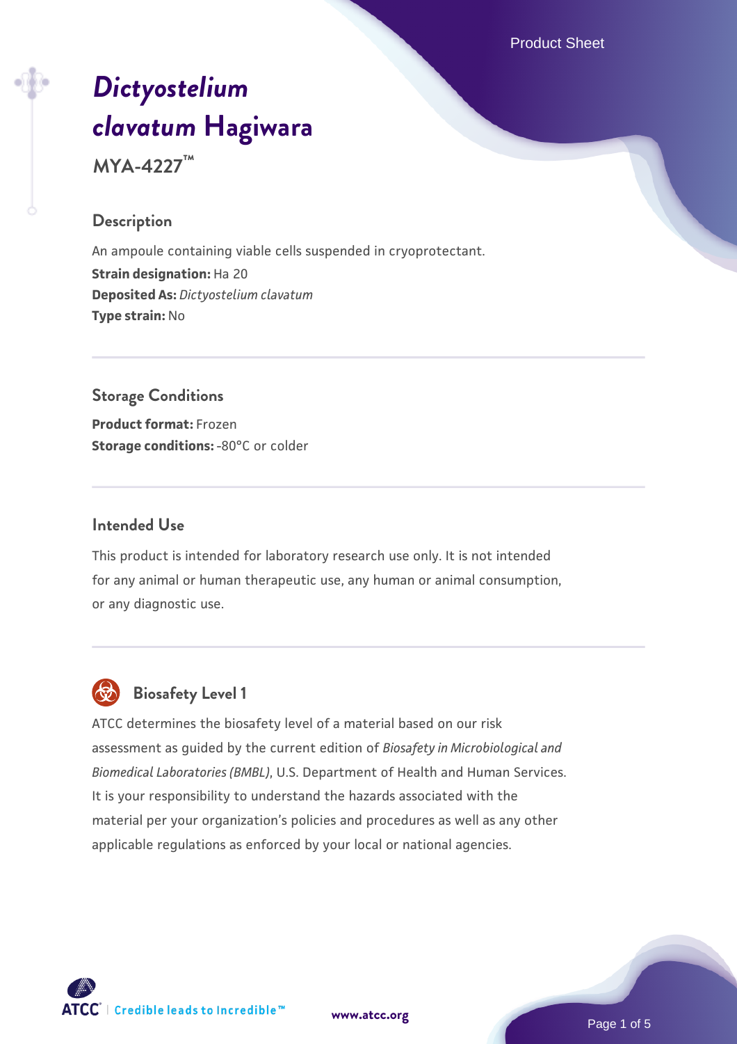# *Dictyostelium clavatum* Hagiwara

**MYA-4227™**

## Description

An ampoule containing viable cells suspended in cryoprotectant.

**Strain designation:** Ha 20

**Deposited As:** *Dictyostelium clavatum*

**Type strain:** No

## Storage Conditions

**Product format:** Frozen

**Storage conditions:** -80°C or colder

## Intended Use

This product is intended for laboratory research use only. It is not intended for any animal or human therapeutic use, any human or animal consumption, or any diagnostic use.

## Biosafety Level 1

ATCC determines the biosafety level of a material based on our risk assessment as guided by the current edition of *Biosafety in Microbiological and Biomedical Laboratories (BMBL)*, U.S. Department of Health and Human Services. It is your responsibility to understand the hazards associated with the material per your organization's policies and procedures as well as any other applicable regulations as enforced by your local or national agencies.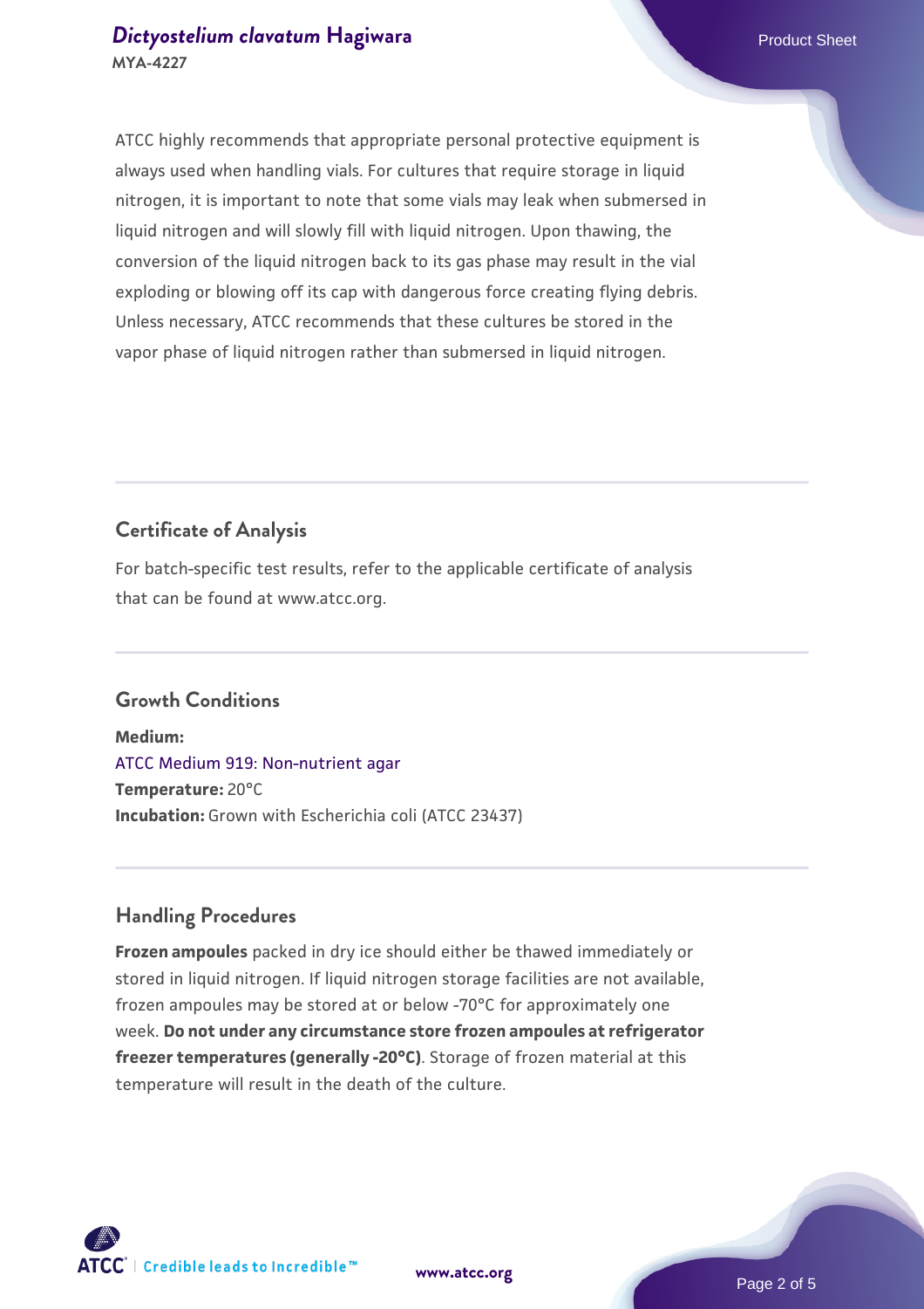ATCC highly recommends that appropriate personal protective equipment is always used when handling vials. For cultures that require storage in liquid nitrogen, it is important to note that some vials may leak when submersed in liquid nitrogen and will slowly fill with liquid nitrogen. Upon thawing, the conversion of the liquid nitrogen back to its gas phase may result in the vial exploding or blowing off its cap with dangerous force creating flying debris. Unless necessary, ATCC recommends that these cultures be stored in the vapor phase of liquid nitrogen rather than submersed in liquid nitrogen.

## Certificate of Analysis

For batch-specific test results, refer to the applicable certificate of analysis that can be found at www.atcc.org.

## Growth Conditions

**Medium:**
ATCC Medium 919: Non-nutrient agar
**Temperature:** 20°C
**Incubation:** Grown with Escherichia coli (ATCC 23437)

## Handling Procedures

**Frozen ampoules** packed in dry ice should either be thawed immediately or stored in liquid nitrogen. If liquid nitrogen storage facilities are not available, frozen ampoules may be stored at or below -70°C for approximately one week. **Do not under any circumstance store frozen ampoules at refrigerator freezer temperatures (generally -20°C)**. Storage of frozen material at this temperature will result in the death of the culture.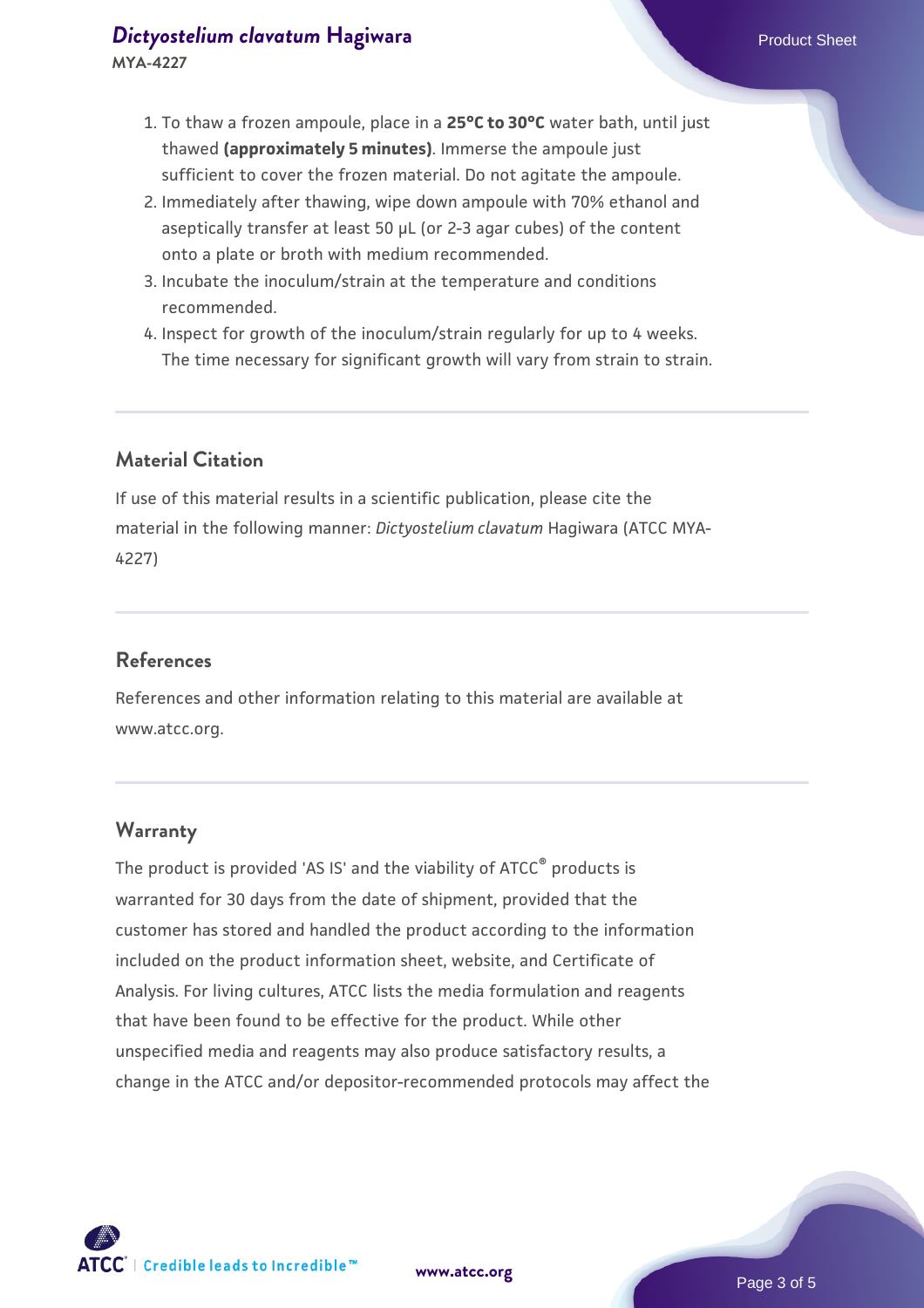1. To thaw a frozen ampoule, place in a **25°C to 30°C** water bath, until just thawed **(approximately 5 minutes)**. Immerse the ampoule just sufficient to cover the frozen material. Do not agitate the ampoule.
2. Immediately after thawing, wipe down ampoule with 70% ethanol and aseptically transfer at least 50 µL (or 2-3 agar cubes) of the content onto a plate or broth with medium recommended.
3. Incubate the inoculum/strain at the temperature and conditions recommended.
4. Inspect for growth of the inoculum/strain regularly for up to 4 weeks. The time necessary for significant growth will vary from strain to strain.

## Material Citation

If use of this material results in a scientific publication, please cite the material in the following manner: *Dictyostelium clavatum* Hagiwara (ATCC MYA-4227)

## References

References and other information relating to this material are available at www.atcc.org.

## Warranty

The product is provided 'AS IS' and the viability of ATCC® products is warranted for 30 days from the date of shipment, provided that the customer has stored and handled the product according to the information included on the product information sheet, website, and Certificate of Analysis. For living cultures, ATCC lists the media formulation and reagents that have been found to be effective for the product. While other unspecified media and reagents may also produce satisfactory results, a change in the ATCC and/or depositor-recommended protocols may affect the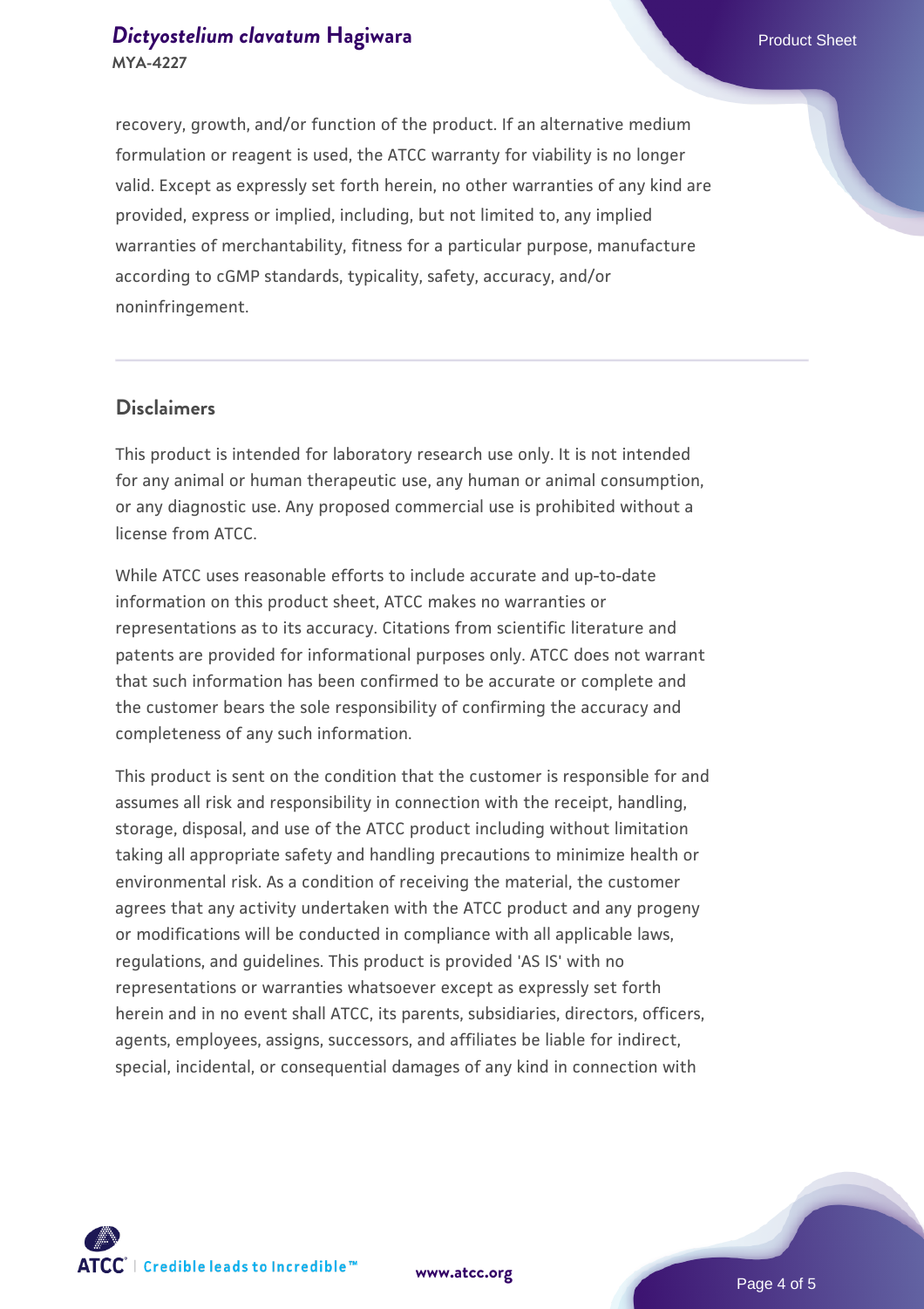recovery, growth, and/or function of the product. If an alternative medium formulation or reagent is used, the ATCC warranty for viability is no longer valid. Except as expressly set forth herein, no other warranties of any kind are provided, express or implied, including, but not limited to, any implied warranties of merchantability, fitness for a particular purpose, manufacture according to cGMP standards, typicality, safety, accuracy, and/or noninfringement.

## Disclaimers

This product is intended for laboratory research use only. It is not intended for any animal or human therapeutic use, any human or animal consumption, or any diagnostic use. Any proposed commercial use is prohibited without a license from ATCC.

While ATCC uses reasonable efforts to include accurate and up-to-date information on this product sheet, ATCC makes no warranties or representations as to its accuracy. Citations from scientific literature and patents are provided for informational purposes only. ATCC does not warrant that such information has been confirmed to be accurate or complete and the customer bears the sole responsibility of confirming the accuracy and completeness of any such information.

This product is sent on the condition that the customer is responsible for and assumes all risk and responsibility in connection with the receipt, handling, storage, disposal, and use of the ATCC product including without limitation taking all appropriate safety and handling precautions to minimize health or environmental risk. As a condition of receiving the material, the customer agrees that any activity undertaken with the ATCC product and any progeny or modifications will be conducted in compliance with all applicable laws, regulations, and guidelines. This product is provided 'AS IS' with no representations or warranties whatsoever except as expressly set forth herein and in no event shall ATCC, its parents, subsidiaries, directors, officers, agents, employees, assigns, successors, and affiliates be liable for indirect, special, incidental, or consequential damages of any kind in connection with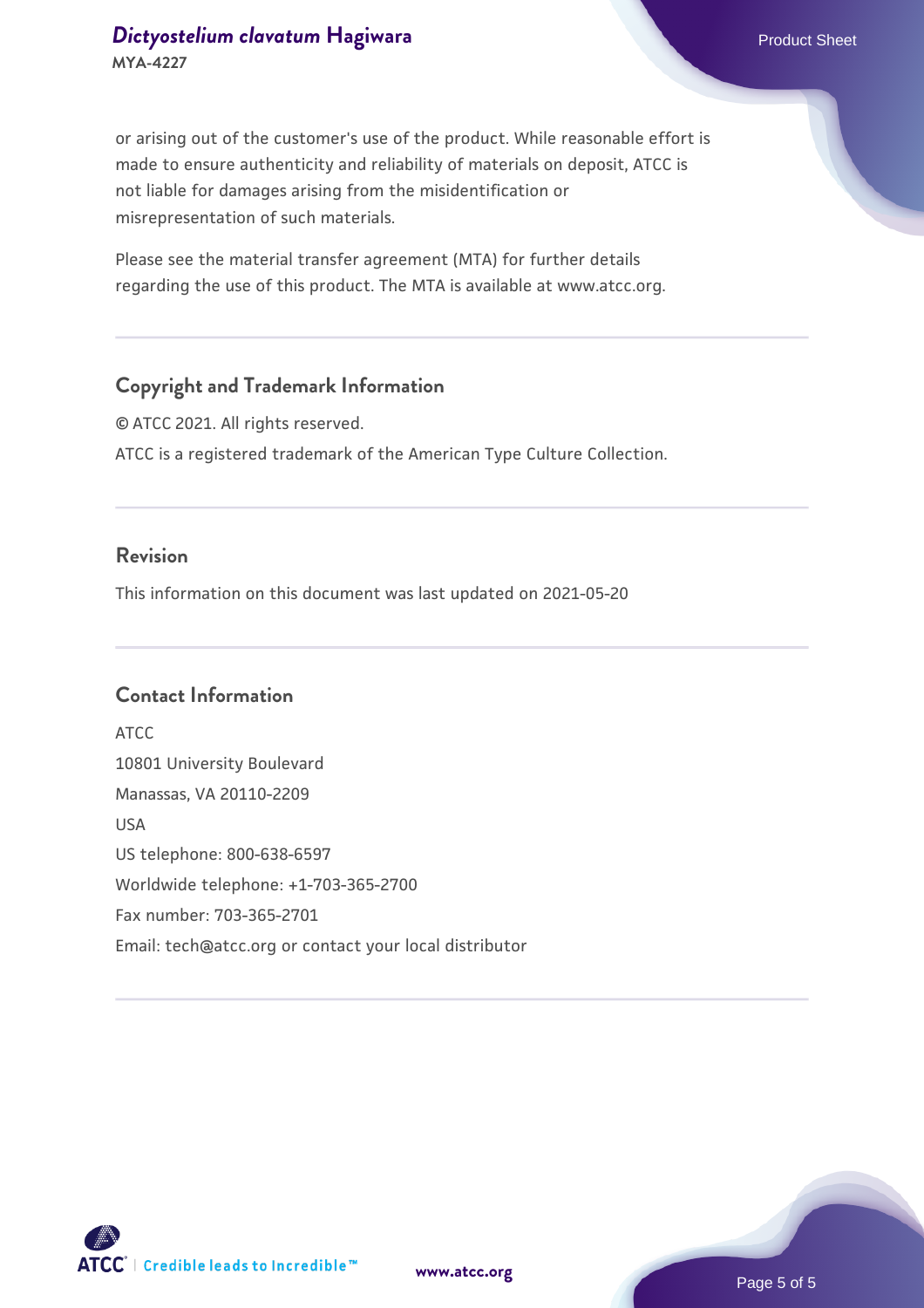or arising out of the customer's use of the product. While reasonable effort is made to ensure authenticity and reliability of materials on deposit, ATCC is not liable for damages arising from the misidentification or misrepresentation of such materials.

Please see the material transfer agreement (MTA) for further details regarding the use of this product. The MTA is available at www.atcc.org.

## Copyright and Trademark Information

© ATCC 2021. All rights reserved.

ATCC is a registered trademark of the American Type Culture Collection.

## Revision

This information on this document was last updated on 2021-05-20

## Contact Information

ATCC
10801 University Boulevard
Manassas, VA 20110-2209
USA
US telephone: 800-638-6597
Worldwide telephone: +1-703-365-2700
Fax number: 703-365-2701
Email: tech@atcc.org or contact your local distributor